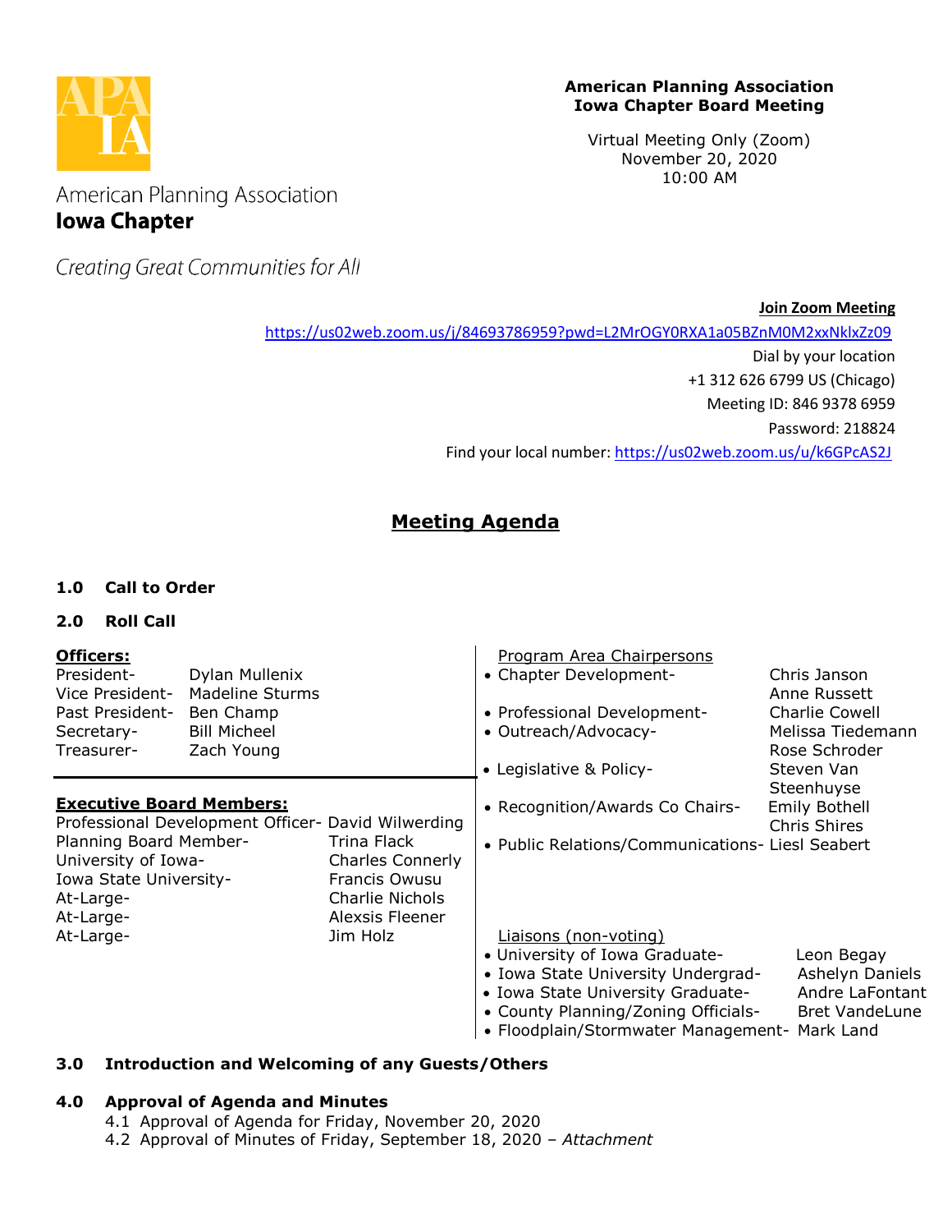American Planning Association
**Iowa Chapter**

*Creating Great Communities for All*

**American Planning Association**
**Iowa Chapter Board Meeting**

Virtual Meeting Only (Zoom)
November 20, 2020
10:00 AM

**Join Zoom Meeting**
https://us02web.zoom.us/j/84693786959?pwd=L2MrOGY0RXA1a05BZnM0M2xxNklxZz09
Dial by your location
+1 312 626 6799 US (Chicago)
Meeting ID: 846 9378 6959
Password: 218824
Find your local number: https://us02web.zoom.us/u/k6GPcAS2J

## Meeting Agenda

**1.0 Call to Order**

**2.0 Roll Call**

**Officers:**

| | |
|---|---|
| President- | Dylan Mullenix |
| Vice President- | Madeline Sturms |
| Past President- | Ben Champ |
| Secretary- | Bill Micheel |
| Treasurer- | Zach Young |

**Executive Board Members:**

| | |
|---|---|
| Professional Development Officer- | David Wilwerding |
| Planning Board Member- | Trina Flack |
| University of Iowa- | Charles Connerly |
| Iowa State University- | Francis Owusu |
| At-Large- | Charlie Nichols |
| At-Large- | Alexsis Fleener |
| At-Large- | Jim Holz |

Program Area Chairpersons

| | |
|---|---|
| • Chapter Development- | Chris Janson, Anne Russett |
| • Professional Development- | Charlie Cowell |
| • Outreach/Advocacy- | Melissa Tiedemann, Rose Schroder |
| • Legislative & Policy- | Steven Van Steenhuyse |
| • Recognition/Awards Co Chairs- | Emily Bothell, Chris Shires |
| • Public Relations/Communications- | Liesl Seabert |

Liaisons (non-voting)

| | |
|---|---|
| • University of Iowa Graduate- | Leon Begay |
| • Iowa State University Undergrad- | Ashelyn Daniels |
| • Iowa State University Graduate- | Andre LaFontant |
| • County Planning/Zoning Officials- | Bret VandeLune |
| • Floodplain/Stormwater Management- | Mark Land |

**3.0 Introduction and Welcoming of any Guests/Others**

**4.0 Approval of Agenda and Minutes**

4.1 Approval of Agenda for Friday, November 20, 2020
4.2 Approval of Minutes of Friday, September 18, 2020 – *Attachment*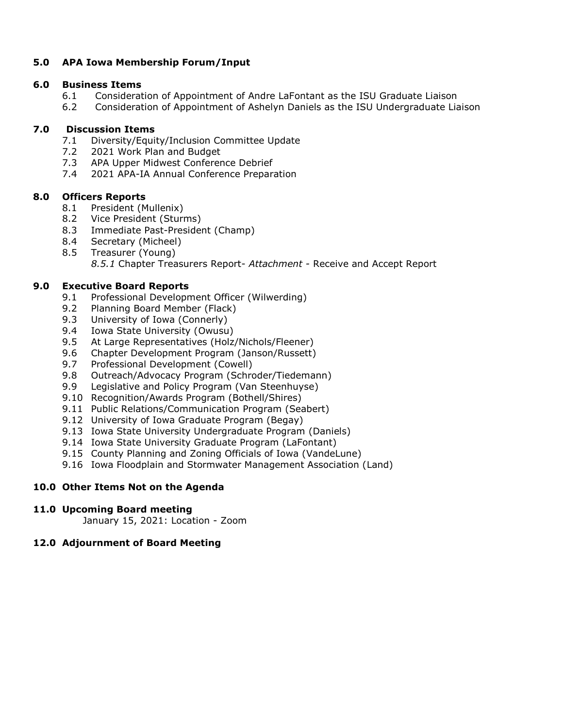**5.0 APA Iowa Membership Forum/Input**

**6.0 Business Items**

- 6.1 Consideration of Appointment of Andre LaFontant as the ISU Graduate Liaison
- 6.2 Consideration of Appointment of Ashelyn Daniels as the ISU Undergraduate Liaison

**7.0 Discussion Items**

- 7.1 Diversity/Equity/Inclusion Committee Update
- 7.2 2021 Work Plan and Budget
- 7.3 APA Upper Midwest Conference Debrief
- 7.4 2021 APA-IA Annual Conference Preparation

**8.0 Officers Reports**

- 8.1 President (Mullenix)
- 8.2 Vice President (Sturms)
- 8.3 Immediate Past-President (Champ)
- 8.4 Secretary (Micheel)
- 8.5 Treasurer (Young)
  - *8.5.1* Chapter Treasurers Report- *Attachment* - Receive and Accept Report

**9.0 Executive Board Reports**

- 9.1 Professional Development Officer (Wilwerding)
- 9.2 Planning Board Member (Flack)
- 9.3 University of Iowa (Connerly)
- 9.4 Iowa State University (Owusu)
- 9.5 At Large Representatives (Holz/Nichols/Fleener)
- 9.6 Chapter Development Program (Janson/Russett)
- 9.7 Professional Development (Cowell)
- 9.8 Outreach/Advocacy Program (Schroder/Tiedemann)
- 9.9 Legislative and Policy Program (Van Steenhuyse)
- 9.10 Recognition/Awards Program (Bothell/Shires)
- 9.11 Public Relations/Communication Program (Seabert)
- 9.12 University of Iowa Graduate Program (Begay)
- 9.13 Iowa State University Undergraduate Program (Daniels)
- 9.14 Iowa State University Graduate Program (LaFontant)
- 9.15 County Planning and Zoning Officials of Iowa (VandeLune)
- 9.16 Iowa Floodplain and Stormwater Management Association (Land)

**10.0 Other Items Not on the Agenda**

**11.0 Upcoming Board meeting**

January 15, 2021: Location - Zoom

**12.0 Adjournment of Board Meeting**